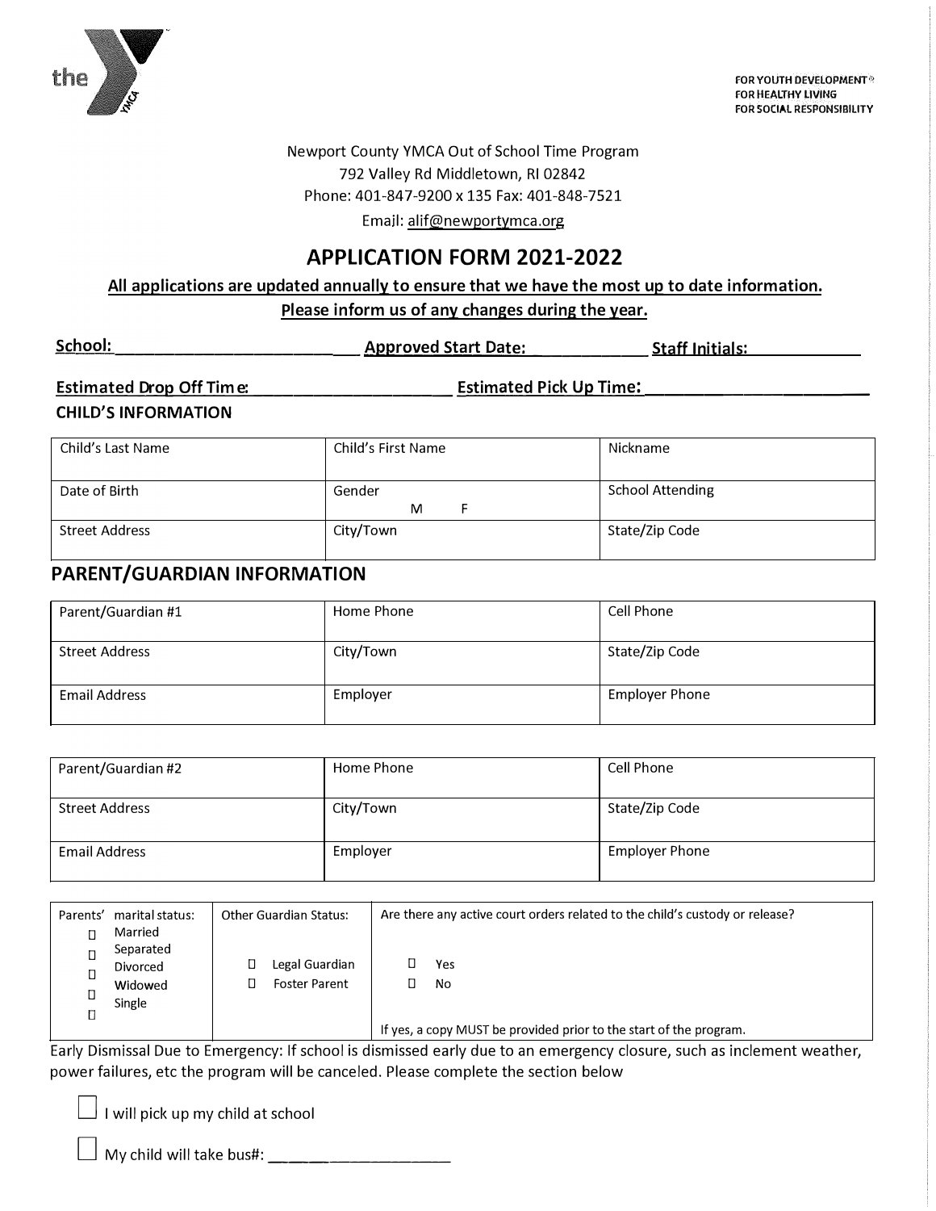FOR YOUTH DEVELOPMENT®
FOR HEALTHY LIVING
FOR SOCIAL RESPONSIBILITY

Newport County YMCA Out of School Time Program
792 Valley Rd Middletown, RI 02842
Phone: 401-847-9200 x 135 Fax: 401-848-7521
Email: alif@newportymca.org

# APPLICATION FORM 2021-2022

**All applications are updated annually to ensure that we have the most up to date information.**
**Please inform us of any changes during the year.**

**School:** ____________________ **Approved Start Date:** __________ **Staff Initials:** __________

**Estimated Drop Off Time:** ____________________ **Estimated Pick Up Time:** ____________________

**CHILD'S INFORMATION**

| Child's Last Name | Child's First Name | Nickname |
|---|---|---|
| Date of Birth | Gender M F | School Attending |
| Street Address | City/Town | State/Zip Code |

## PARENT/GUARDIAN INFORMATION

| Parent/Guardian #1 | Home Phone | Cell Phone |
|---|---|---|
| Street Address | City/Town | State/Zip Code |
| Email Address | Employer | Employer Phone |

| Parent/Guardian #2 | Home Phone | Cell Phone |
|---|---|---|
| Street Address | City/Town | State/Zip Code |
| Email Address | Employer | Employer Phone |

| Parents' marital status: | Other Guardian Status: | Are there any active court orders related to the child's custody or release? |
|---|---|---|
| ☐ Married<br>☐ Separated<br>☐ Divorced<br>☐ Widowed<br>☐ Single | ☐ Legal Guardian<br>☐ Foster Parent | ☐ Yes<br>☐ No<br><br>If yes, a copy MUST be provided prior to the start of the program. |

Early Dismissal Due to Emergency: If school is dismissed early due to an emergency closure, such as inclement weather, power failures, etc the program will be canceled. Please complete the section below

☐ I will pick up my child at school

☐ My child will take bus#: ____________________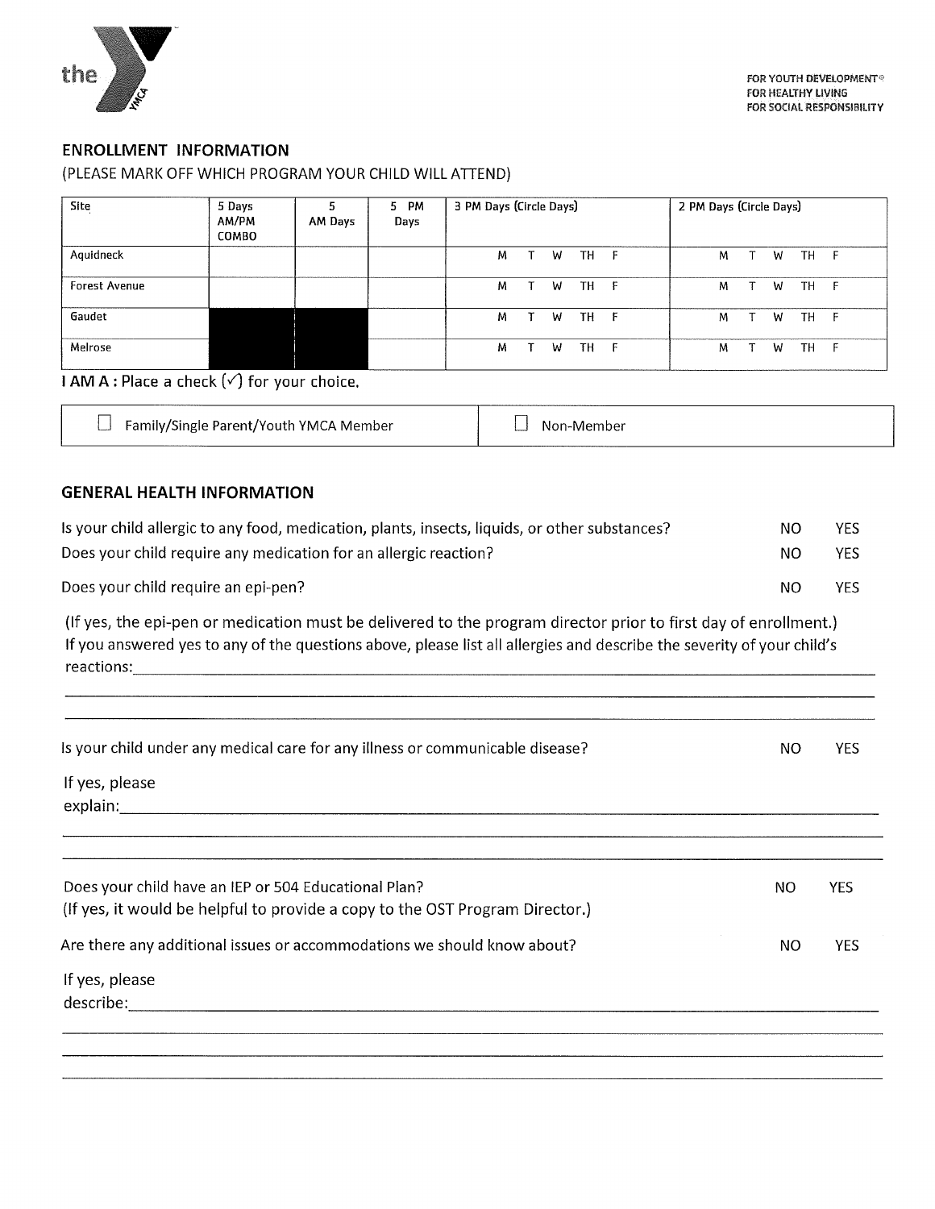FOR YOUTH DEVELOPMENT®
FOR HEALTHY LIVING
FOR SOCIAL RESPONSIBILITY

## ENROLLMENT INFORMATION

(PLEASE MARK OFF WHICH PROGRAM YOUR CHILD WILL ATTEND)

| Site | 5 Days AM/PM COMBO | 5 AM Days | 5 PM Days | 3 PM Days (Circle Days) | 2 PM Days (Circle Days) |
|---|---|---|---|---|---|
| Aquidneck | | | | M T W TH F | M T W TH F |
| Forest Avenue | | | | M T W TH F | M T W TH F |
| Gaudet | ■ | ■ | | M T W TH F | M T W TH F |
| Melrose | ■ | ■ | | M T W TH F | M T W TH F |

**I AM A :** Place a check (✓) for your choice.

| ☐ Family/Single Parent/Youth YMCA Member | ☐ Non-Member |
|---|---|

## GENERAL HEALTH INFORMATION

Is your child allergic to any food, medication, plants, insects, liquids, or other substances? NO YES

Does your child require any medication for an allergic reaction? NO YES

Does your child require an epi-pen? NO YES

(If yes, the epi-pen or medication must be delivered to the program director prior to first day of enrollment.) If you answered yes to any of the questions above, please list all allergies and describe the severity of your child's reactions:\_\_\_\_\_\_\_\_\_\_\_\_\_\_\_\_\_\_\_\_\_\_\_\_\_\_\_\_\_\_\_\_\_\_\_\_\_\_\_\_\_\_\_\_\_\_\_\_\_\_\_\_\_\_\_\_\_\_\_\_\_\_\_\_\_\_\_\_\_\_\_\_\_\_\_\_

\_\_\_\_\_\_\_\_\_\_\_\_\_\_\_\_\_\_\_\_\_\_\_\_\_\_\_\_\_\_\_\_\_\_\_\_\_\_\_\_\_\_\_\_\_\_\_\_\_\_\_\_\_\_\_\_\_\_\_\_\_\_\_\_\_\_\_\_\_\_\_\_\_\_\_\_\_\_\_\_\_\_\_\_\_\_\_\_

\_\_\_\_\_\_\_\_\_\_\_\_\_\_\_\_\_\_\_\_\_\_\_\_\_\_\_\_\_\_\_\_\_\_\_\_\_\_\_\_\_\_\_\_\_\_\_\_\_\_\_\_\_\_\_\_\_\_\_\_\_\_\_\_\_\_\_\_\_\_\_\_\_\_\_\_\_\_\_\_\_\_\_\_\_\_\_\_

Is your child under any medical care for any illness or communicable disease? NO YES

If yes, please explain:\_\_\_\_\_\_\_\_\_\_\_\_\_\_\_\_\_\_\_\_\_\_\_\_\_\_\_\_\_\_\_\_\_\_\_\_\_\_\_\_\_\_\_\_\_\_\_\_\_\_\_\_\_\_\_\_\_\_\_\_\_\_\_\_\_\_\_\_\_\_\_\_\_\_\_\_\_\_\_\_\_\_\_\_

\_\_\_\_\_\_\_\_\_\_\_\_\_\_\_\_\_\_\_\_\_\_\_\_\_\_\_\_\_\_\_\_\_\_\_\_\_\_\_\_\_\_\_\_\_\_\_\_\_\_\_\_\_\_\_\_\_\_\_\_\_\_\_\_\_\_\_\_\_\_\_\_\_\_\_\_\_\_\_\_\_\_\_\_\_\_\_\_

\_\_\_\_\_\_\_\_\_\_\_\_\_\_\_\_\_\_\_\_\_\_\_\_\_\_\_\_\_\_\_\_\_\_\_\_\_\_\_\_\_\_\_\_\_\_\_\_\_\_\_\_\_\_\_\_\_\_\_\_\_\_\_\_\_\_\_\_\_\_\_\_\_\_\_\_\_\_\_\_\_\_\_\_\_\_\_\_

Does your child have an IEP or 504 Educational Plan? NO YES
(If yes, it would be helpful to provide a copy to the OST Program Director.)

Are there any additional issues or accommodations we should know about? NO YES

If yes, please describe:\_\_\_\_\_\_\_\_\_\_\_\_\_\_\_\_\_\_\_\_\_\_\_\_\_\_\_\_\_\_\_\_\_\_\_\_\_\_\_\_\_\_\_\_\_\_\_\_\_\_\_\_\_\_\_\_\_\_\_\_\_\_\_\_\_\_\_\_\_\_\_\_\_\_\_\_\_\_\_\_\_\_\_\_

\_\_\_\_\_\_\_\_\_\_\_\_\_\_\_\_\_\_\_\_\_\_\_\_\_\_\_\_\_\_\_\_\_\_\_\_\_\_\_\_\_\_\_\_\_\_\_\_\_\_\_\_\_\_\_\_\_\_\_\_\_\_\_\_\_\_\_\_\_\_\_\_\_\_\_\_\_\_\_\_\_\_\_\_\_\_\_\_

\_\_\_\_\_\_\_\_\_\_\_\_\_\_\_\_\_\_\_\_\_\_\_\_\_\_\_\_\_\_\_\_\_\_\_\_\_\_\_\_\_\_\_\_\_\_\_\_\_\_\_\_\_\_\_\_\_\_\_\_\_\_\_\_\_\_\_\_\_\_\_\_\_\_\_\_\_\_\_\_\_\_\_\_\_\_\_\_

\_\_\_\_\_\_\_\_\_\_\_\_\_\_\_\_\_\_\_\_\_\_\_\_\_\_\_\_\_\_\_\_\_\_\_\_\_\_\_\_\_\_\_\_\_\_\_\_\_\_\_\_\_\_\_\_\_\_\_\_\_\_\_\_\_\_\_\_\_\_\_\_\_\_\_\_\_\_\_\_\_\_\_\_\_\_\_\_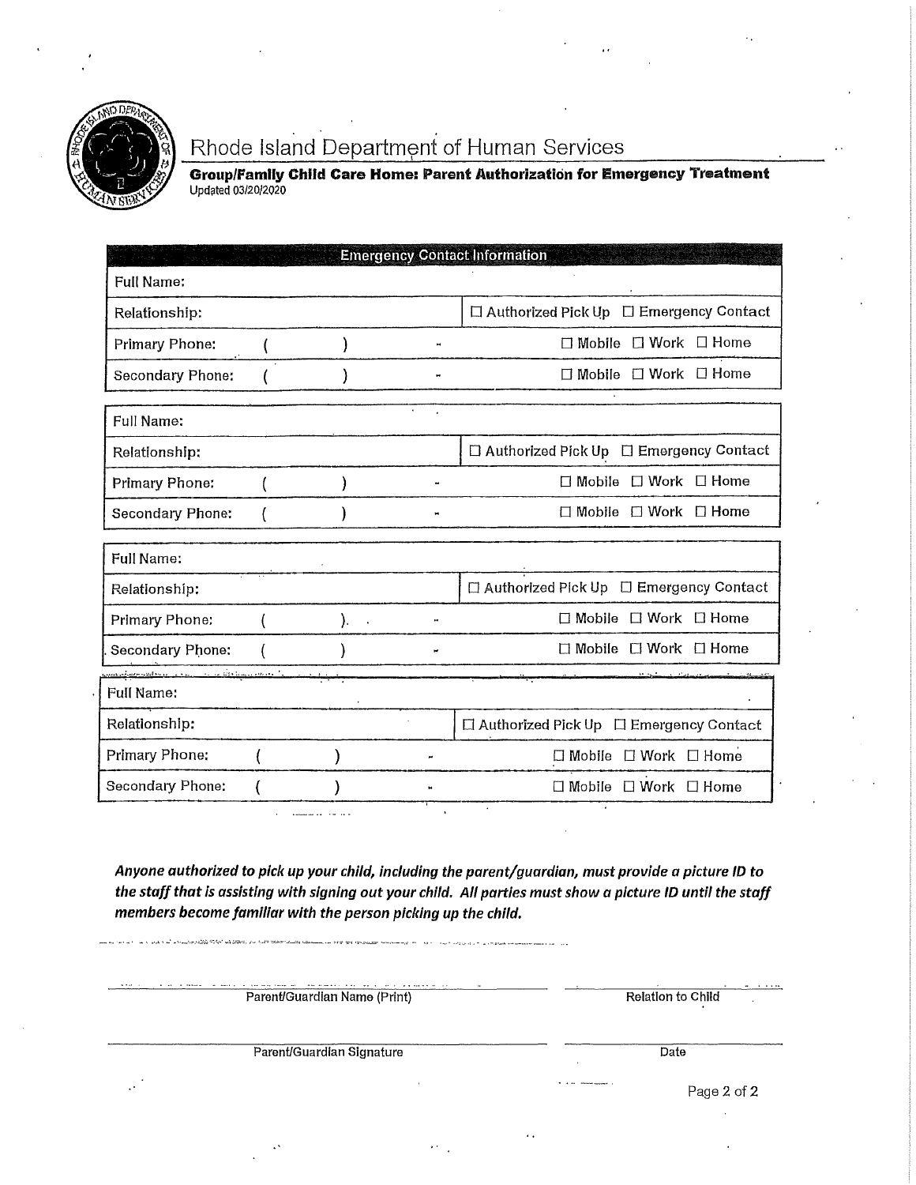Rhode Island Department of Human Services

**Group/Family Child Care Home: Parent Authorization for Emergency Treatment**

Updated 03/20/2020

| Emergency Contact Information | |
|---|---|
| Full Name: | |
| Relationship: | ☐ Authorized Pick Up ☐ Emergency Contact |
| Primary Phone: ( ) - | ☐ Mobile ☐ Work ☐ Home |
| Secondary Phone: ( ) - | ☐ Mobile ☐ Work ☐ Home |

| | |
|---|---|
| Full Name: | |
| Relationship: | ☐ Authorized Pick Up ☐ Emergency Contact |
| Primary Phone: ( ) - | ☐ Mobile ☐ Work ☐ Home |
| Secondary Phone: ( ) - | ☐ Mobile ☐ Work ☐ Home |

| | |
|---|---|
| Full Name: | |
| Relationship: | ☐ Authorized Pick Up ☐ Emergency Contact |
| Primary Phone: ( ) - | ☐ Mobile ☐ Work ☐ Home |
| Secondary Phone: ( ) - | ☐ Mobile ☐ Work ☐ Home |

| | |
|---|---|
| Full Name: | |
| Relationship: | ☐ Authorized Pick Up ☐ Emergency Contact |
| Primary Phone: ( ) - | ☐ Mobile ☐ Work ☐ Home |
| Secondary Phone: ( ) - | ☐ Mobile ☐ Work ☐ Home |

***Anyone authorized to pick up your child, including the parent/guardian, must provide a picture ID to the staff that is assisting with signing out your child. All parties must show a picture ID until the staff members become familiar with the person picking up the child.***

_______________________________ Parent/Guardian Name (Print)

_______________ Relation to Child

_______________________________ Parent/Guardian Signature

_______________ Date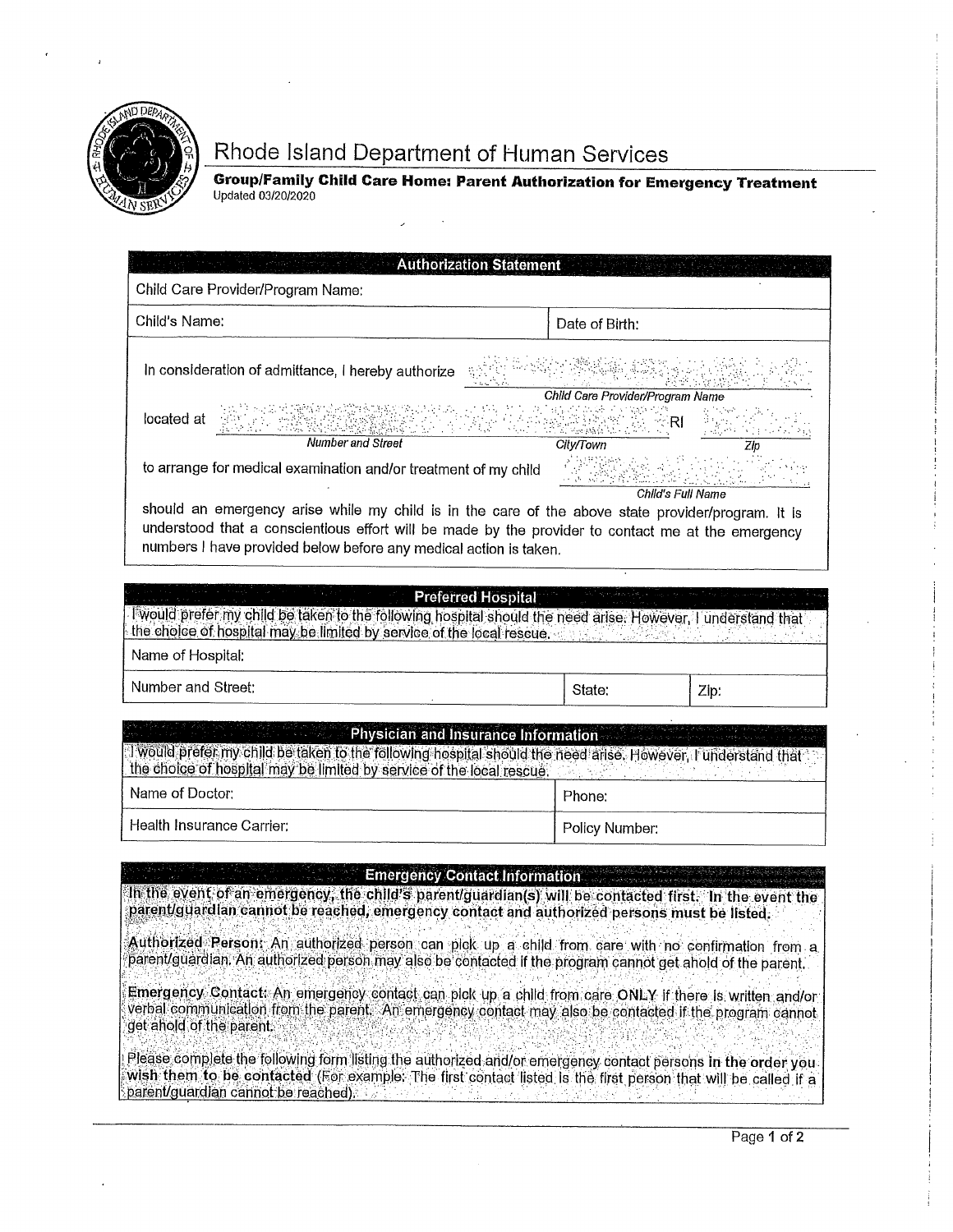# Rhode Island Department of Human Services

**Group/Family Child Care Home: Parent Authorization for Emergency Treatment**
Updated 03/20/2020

## Authorization Statement

| | |
|---|---|
| Child Care Provider/Program Name: | |
| Child's Name: | Date of Birth: |

In consideration of admittance, I hereby authorize ______________________________
*Child Care Provider/Program Name*

located at ______________________________ ______________ RI ________
*Number and Street* *City/Town* *Zip*

to arrange for medical examination and/or treatment of my child ______________________
*Child's Full Name*

should an emergency arise while my child is in the care of the above state provider/program. It is understood that a conscientious effort will be made by the provider to contact me at the emergency numbers I have provided below before any medical action is taken.

## Preferred Hospital

I would prefer my child be taken to the following hospital should the need arise. However, I understand that the choice of hospital may be limited by service of the local rescue.

| | | |
|---|---|---|
| Name of Hospital: | | |
| Number and Street: | State: | Zip: |

## Physician and Insurance Information

I would prefer my child be taken to the following hospital should the need arise. However, I understand that the choice of hospital may be limited by service of the local rescue.

| | |
|---|---|
| Name of Doctor: | Phone: |
| Health Insurance Carrier: | Policy Number: |

## Emergency Contact Information

**In the event of an emergency, the child's parent/guardian(s) will be contacted first. In the event the parent/guardian cannot be reached, emergency contact and authorized persons must be listed.**

**Authorized Person:** An authorized person can pick up a child from care with no confirmation from a parent/guardian. An authorized person may also be contacted if the program cannot get ahold of the parent.

**Emergency Contact:** An emergency contact can pick up a child from care **ONLY** if there is written and/or verbal communication from the parent. An emergency contact may also be contacted if the program cannot get ahold of the parent.

Please complete the following form listing the authorized and/or emergency contact persons **in the order you wish them to be contacted** (For example: The first contact listed is the first person that will be called if a parent/guardian cannot be reached).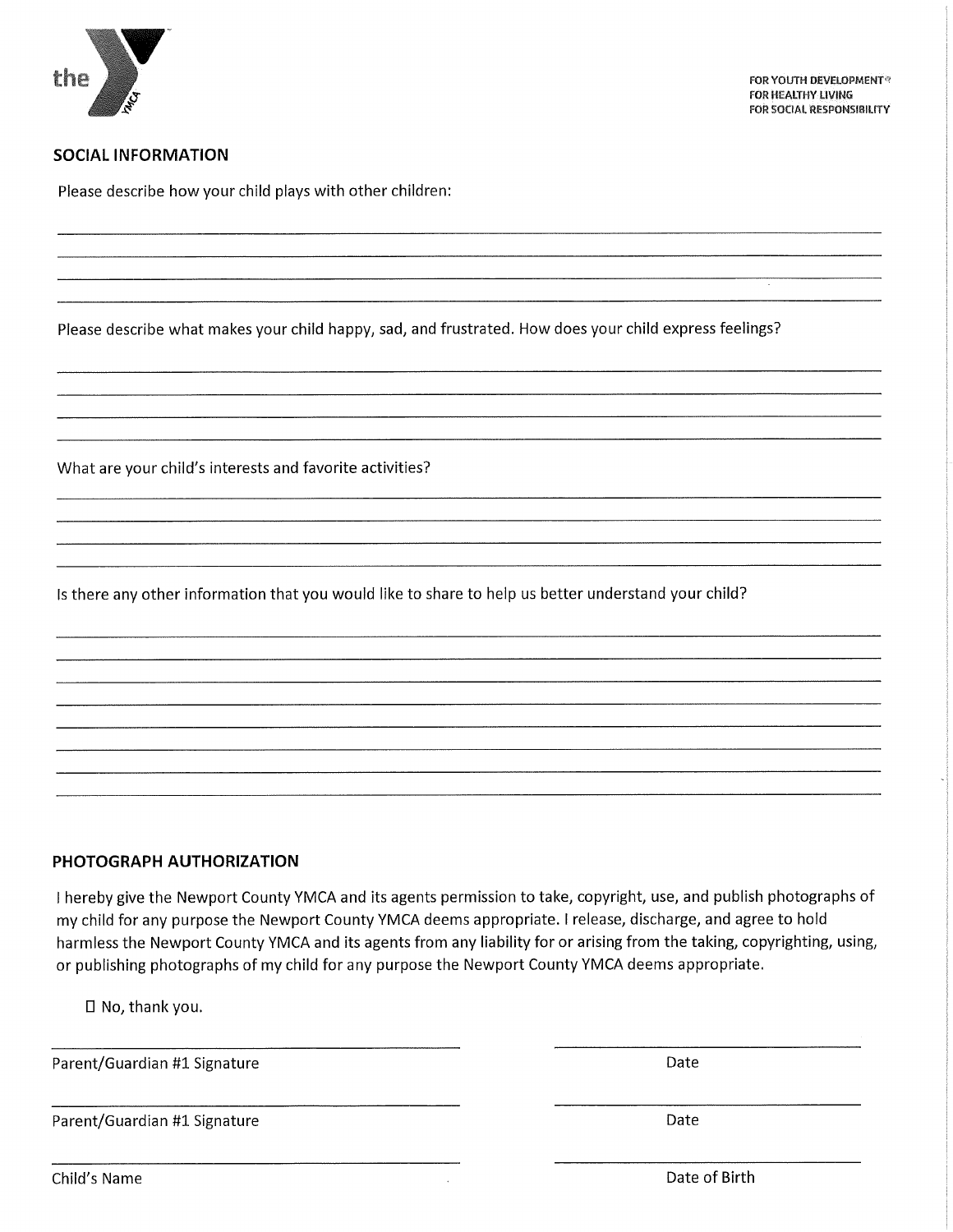FOR YOUTH DEVELOPMENT®
FOR HEALTHY LIVING
FOR SOCIAL RESPONSIBILITY

## SOCIAL INFORMATION

Please describe how your child plays with other children:

\_\_\_\_\_\_\_\_\_\_\_\_\_\_\_\_\_\_\_\_\_\_\_\_\_\_\_\_\_\_\_\_\_\_\_\_\_\_\_\_\_\_\_\_\_\_\_\_\_\_\_\_\_\_\_\_\_\_\_\_\_\_\_\_\_\_\_\_\_\_\_\_\_\_\_\_

\_\_\_\_\_\_\_\_\_\_\_\_\_\_\_\_\_\_\_\_\_\_\_\_\_\_\_\_\_\_\_\_\_\_\_\_\_\_\_\_\_\_\_\_\_\_\_\_\_\_\_\_\_\_\_\_\_\_\_\_\_\_\_\_\_\_\_\_\_\_\_\_\_\_\_\_

\_\_\_\_\_\_\_\_\_\_\_\_\_\_\_\_\_\_\_\_\_\_\_\_\_\_\_\_\_\_\_\_\_\_\_\_\_\_\_\_\_\_\_\_\_\_\_\_\_\_\_\_\_\_\_\_\_\_\_\_\_\_\_\_\_\_\_\_\_\_\_\_\_\_\_\_

\_\_\_\_\_\_\_\_\_\_\_\_\_\_\_\_\_\_\_\_\_\_\_\_\_\_\_\_\_\_\_\_\_\_\_\_\_\_\_\_\_\_\_\_\_\_\_\_\_\_\_\_\_\_\_\_\_\_\_\_\_\_\_\_\_\_\_\_\_\_\_\_\_\_\_\_

Please describe what makes your child happy, sad, and frustrated. How does your child express feelings?

\_\_\_\_\_\_\_\_\_\_\_\_\_\_\_\_\_\_\_\_\_\_\_\_\_\_\_\_\_\_\_\_\_\_\_\_\_\_\_\_\_\_\_\_\_\_\_\_\_\_\_\_\_\_\_\_\_\_\_\_\_\_\_\_\_\_\_\_\_\_\_\_\_\_\_\_

\_\_\_\_\_\_\_\_\_\_\_\_\_\_\_\_\_\_\_\_\_\_\_\_\_\_\_\_\_\_\_\_\_\_\_\_\_\_\_\_\_\_\_\_\_\_\_\_\_\_\_\_\_\_\_\_\_\_\_\_\_\_\_\_\_\_\_\_\_\_\_\_\_\_\_\_

\_\_\_\_\_\_\_\_\_\_\_\_\_\_\_\_\_\_\_\_\_\_\_\_\_\_\_\_\_\_\_\_\_\_\_\_\_\_\_\_\_\_\_\_\_\_\_\_\_\_\_\_\_\_\_\_\_\_\_\_\_\_\_\_\_\_\_\_\_\_\_\_\_\_\_\_

\_\_\_\_\_\_\_\_\_\_\_\_\_\_\_\_\_\_\_\_\_\_\_\_\_\_\_\_\_\_\_\_\_\_\_\_\_\_\_\_\_\_\_\_\_\_\_\_\_\_\_\_\_\_\_\_\_\_\_\_\_\_\_\_\_\_\_\_\_\_\_\_\_\_\_\_

What are your child's interests and favorite activities?

\_\_\_\_\_\_\_\_\_\_\_\_\_\_\_\_\_\_\_\_\_\_\_\_\_\_\_\_\_\_\_\_\_\_\_\_\_\_\_\_\_\_\_\_\_\_\_\_\_\_\_\_\_\_\_\_\_\_\_\_\_\_\_\_\_\_\_\_\_\_\_\_\_\_\_\_

\_\_\_\_\_\_\_\_\_\_\_\_\_\_\_\_\_\_\_\_\_\_\_\_\_\_\_\_\_\_\_\_\_\_\_\_\_\_\_\_\_\_\_\_\_\_\_\_\_\_\_\_\_\_\_\_\_\_\_\_\_\_\_\_\_\_\_\_\_\_\_\_\_\_\_\_

\_\_\_\_\_\_\_\_\_\_\_\_\_\_\_\_\_\_\_\_\_\_\_\_\_\_\_\_\_\_\_\_\_\_\_\_\_\_\_\_\_\_\_\_\_\_\_\_\_\_\_\_\_\_\_\_\_\_\_\_\_\_\_\_\_\_\_\_\_\_\_\_\_\_\_\_

\_\_\_\_\_\_\_\_\_\_\_\_\_\_\_\_\_\_\_\_\_\_\_\_\_\_\_\_\_\_\_\_\_\_\_\_\_\_\_\_\_\_\_\_\_\_\_\_\_\_\_\_\_\_\_\_\_\_\_\_\_\_\_\_\_\_\_\_\_\_\_\_\_\_\_\_

Is there any other information that you would like to share to help us better understand your child?

\_\_\_\_\_\_\_\_\_\_\_\_\_\_\_\_\_\_\_\_\_\_\_\_\_\_\_\_\_\_\_\_\_\_\_\_\_\_\_\_\_\_\_\_\_\_\_\_\_\_\_\_\_\_\_\_\_\_\_\_\_\_\_\_\_\_\_\_\_\_\_\_\_\_\_\_

\_\_\_\_\_\_\_\_\_\_\_\_\_\_\_\_\_\_\_\_\_\_\_\_\_\_\_\_\_\_\_\_\_\_\_\_\_\_\_\_\_\_\_\_\_\_\_\_\_\_\_\_\_\_\_\_\_\_\_\_\_\_\_\_\_\_\_\_\_\_\_\_\_\_\_\_

\_\_\_\_\_\_\_\_\_\_\_\_\_\_\_\_\_\_\_\_\_\_\_\_\_\_\_\_\_\_\_\_\_\_\_\_\_\_\_\_\_\_\_\_\_\_\_\_\_\_\_\_\_\_\_\_\_\_\_\_\_\_\_\_\_\_\_\_\_\_\_\_\_\_\_\_

\_\_\_\_\_\_\_\_\_\_\_\_\_\_\_\_\_\_\_\_\_\_\_\_\_\_\_\_\_\_\_\_\_\_\_\_\_\_\_\_\_\_\_\_\_\_\_\_\_\_\_\_\_\_\_\_\_\_\_\_\_\_\_\_\_\_\_\_\_\_\_\_\_\_\_\_

\_\_\_\_\_\_\_\_\_\_\_\_\_\_\_\_\_\_\_\_\_\_\_\_\_\_\_\_\_\_\_\_\_\_\_\_\_\_\_\_\_\_\_\_\_\_\_\_\_\_\_\_\_\_\_\_\_\_\_\_\_\_\_\_\_\_\_\_\_\_\_\_\_\_\_\_

\_\_\_\_\_\_\_\_\_\_\_\_\_\_\_\_\_\_\_\_\_\_\_\_\_\_\_\_\_\_\_\_\_\_\_\_\_\_\_\_\_\_\_\_\_\_\_\_\_\_\_\_\_\_\_\_\_\_\_\_\_\_\_\_\_\_\_\_\_\_\_\_\_\_\_\_

\_\_\_\_\_\_\_\_\_\_\_\_\_\_\_\_\_\_\_\_\_\_\_\_\_\_\_\_\_\_\_\_\_\_\_\_\_\_\_\_\_\_\_\_\_\_\_\_\_\_\_\_\_\_\_\_\_\_\_\_\_\_\_\_\_\_\_\_\_\_\_\_\_\_\_\_

\_\_\_\_\_\_\_\_\_\_\_\_\_\_\_\_\_\_\_\_\_\_\_\_\_\_\_\_\_\_\_\_\_\_\_\_\_\_\_\_\_\_\_\_\_\_\_\_\_\_\_\_\_\_\_\_\_\_\_\_\_\_\_\_\_\_\_\_\_\_\_\_\_\_\_\_

## PHOTOGRAPH AUTHORIZATION

I hereby give the Newport County YMCA and its agents permission to take, copyright, use, and publish photographs of my child for any purpose the Newport County YMCA deems appropriate. I release, discharge, and agree to hold harmless the Newport County YMCA and its agents from any liability for or arising from the taking, copyrighting, using, or publishing photographs of my child for any purpose the Newport County YMCA deems appropriate.

☐ No, thank you.

\_\_\_\_\_\_\_\_\_\_\_\_\_\_\_\_\_\_\_\_\_\_\_\_\_\_\_\_\_\_\_\_\_\_\_\_ \_\_\_\_\_\_\_\_\_\_\_\_\_\_\_\_\_\_\_\_\_\_\_\_\_\_

Parent/Guardian #1 Signature Date

\_\_\_\_\_\_\_\_\_\_\_\_\_\_\_\_\_\_\_\_\_\_\_\_\_\_\_\_\_\_\_\_\_\_\_\_ \_\_\_\_\_\_\_\_\_\_\_\_\_\_\_\_\_\_\_\_\_\_\_\_\_\_

Parent/Guardian #1 Signature Date

\_\_\_\_\_\_\_\_\_\_\_\_\_\_\_\_\_\_\_\_\_\_\_\_\_\_\_\_\_\_\_\_\_\_\_\_ \_\_\_\_\_\_\_\_\_\_\_\_\_\_\_\_\_\_\_\_\_\_\_\_\_\_

Child's Name Date of Birth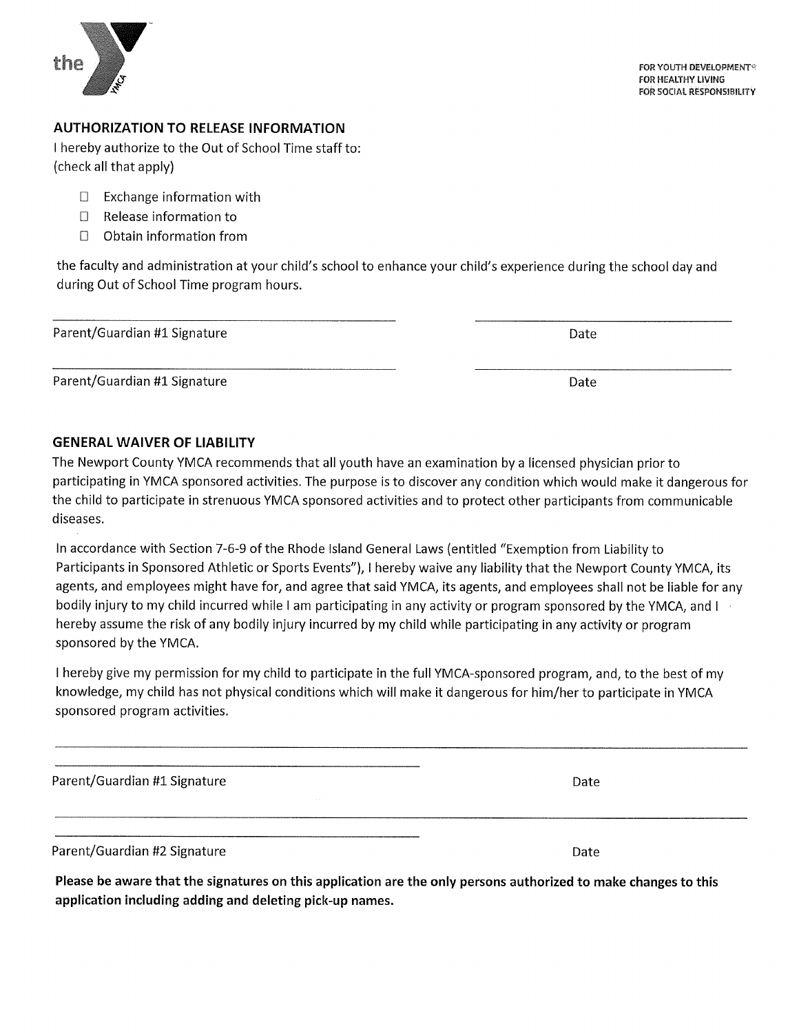FOR YOUTH DEVELOPMENT®
FOR HEALTHY LIVING
FOR SOCIAL RESPONSIBILITY

## AUTHORIZATION TO RELEASE INFORMATION

I hereby authorize to the Out of School Time staff to:
(check all that apply)

- ☐ Exchange information with
- ☐ Release information to
- ☐ Obtain information from

the faculty and administration at your child's school to enhance your child's experience during the school day and during Out of School Time program hours.

\_\_\_\_\_\_\_\_\_\_\_\_\_\_\_\_\_\_\_\_\_\_\_\_\_\_\_\_\_\_\_\_\_\_\_\_\_\_ \_\_\_\_\_\_\_\_\_\_\_\_\_\_\_\_\_\_\_\_\_\_\_\_\_\_\_\_

Parent/Guardian #1 Signature Date

\_\_\_\_\_\_\_\_\_\_\_\_\_\_\_\_\_\_\_\_\_\_\_\_\_\_\_\_\_\_\_\_\_\_\_\_\_\_ \_\_\_\_\_\_\_\_\_\_\_\_\_\_\_\_\_\_\_\_\_\_\_\_\_\_\_\_

Parent/Guardian #1 Signature Date

## GENERAL WAIVER OF LIABILITY

The Newport County YMCA recommends that all youth have an examination by a licensed physician prior to participating in YMCA sponsored activities. The purpose is to discover any condition which would make it dangerous for the child to participate in strenuous YMCA sponsored activities and to protect other participants from communicable diseases.

In accordance with Section 7-6-9 of the Rhode Island General Laws (entitled "Exemption from Liability to Participants in Sponsored Athletic or Sports Events"), I hereby waive any liability that the Newport County YMCA, its agents, and employees might have for, and agree that said YMCA, its agents, and employees shall not be liable for any bodily injury to my child incurred while I am participating in any activity or program sponsored by the YMCA, and I hereby assume the risk of any bodily injury incurred by my child while participating in any activity or program sponsored by the YMCA.

I hereby give my permission for my child to participate in the full YMCA-sponsored program, and, to the best of my knowledge, my child has not physical conditions which will make it dangerous for him/her to participate in YMCA sponsored program activities.

\_\_\_\_\_\_\_\_\_\_\_\_\_\_\_\_\_\_\_\_\_\_\_\_\_\_\_\_\_\_\_\_\_\_\_\_\_\_ \_\_\_\_\_\_\_\_\_\_\_\_\_\_\_\_\_\_\_\_\_\_\_\_\_\_\_\_

Parent/Guardian #1 Signature Date

\_\_\_\_\_\_\_\_\_\_\_\_\_\_\_\_\_\_\_\_\_\_\_\_\_\_\_\_\_\_\_\_\_\_\_\_\_\_ \_\_\_\_\_\_\_\_\_\_\_\_\_\_\_\_\_\_\_\_\_\_\_\_\_\_\_\_

Parent/Guardian #2 Signature Date

**Please be aware that the signatures on this application are the only persons authorized to make changes to this application including adding and deleting pick-up names.**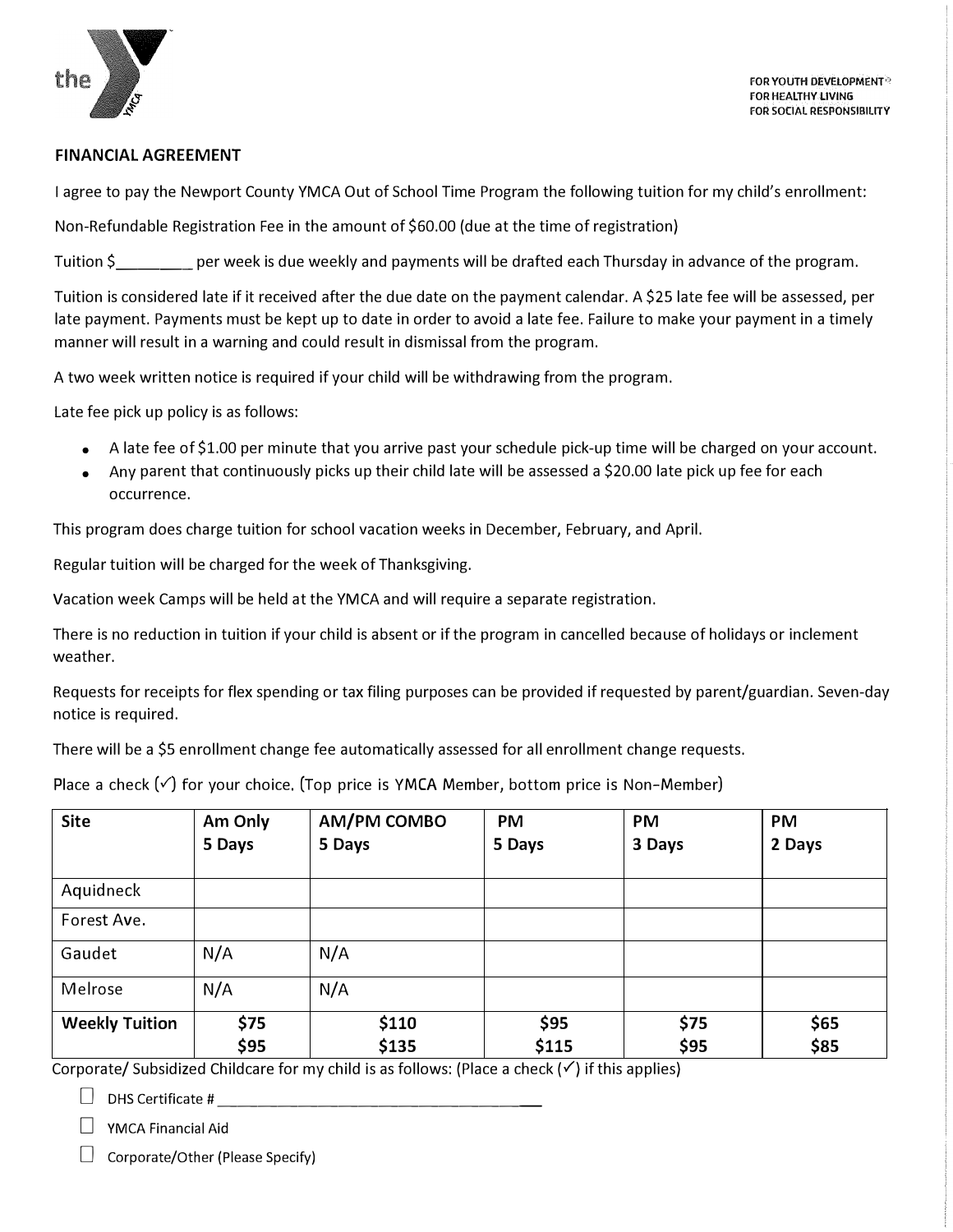FOR YOUTH DEVELOPMENT®
FOR HEALTHY LIVING
FOR SOCIAL RESPONSIBILITY

## FINANCIAL AGREEMENT

I agree to pay the Newport County YMCA Out of School Time Program the following tuition for my child's enrollment:

Non-Refundable Registration Fee in the amount of $60.00 (due at the time of registration)

Tuition $________ per week is due weekly and payments will be drafted each Thursday in advance of the program.

Tuition is considered late if it received after the due date on the payment calendar. A $25 late fee will be assessed, per late payment. Payments must be kept up to date in order to avoid a late fee. Failure to make your payment in a timely manner will result in a warning and could result in dismissal from the program.

A two week written notice is required if your child will be withdrawing from the program.

Late fee pick up policy is as follows:

- A late fee of $1.00 per minute that you arrive past your schedule pick-up time will be charged on your account.
- Any parent that continuously picks up their child late will be assessed a $20.00 late pick up fee for each occurrence.

This program does charge tuition for school vacation weeks in December, February, and April.

Regular tuition will be charged for the week of Thanksgiving.

Vacation week Camps will be held at the YMCA and will require a separate registration.

There is no reduction in tuition if your child is absent or if the program in cancelled because of holidays or inclement weather.

Requests for receipts for flex spending or tax filing purposes can be provided if requested by parent/guardian. Seven-day notice is required.

There will be a $5 enrollment change fee automatically assessed for all enrollment change requests.

Place a check (✓) for your choice. (Top price is YMCA Member, bottom price is Non-Member)

| Site | Am Only 5 Days | AM/PM COMBO 5 Days | PM 5 Days | PM 3 Days | PM 2 Days |
|---|---|---|---|---|---|
| Aquidneck | | | | | |
| Forest Ave. | | | | | |
| Gaudet | N/A | N/A | | | |
| Melrose | N/A | N/A | | | |
| **Weekly Tuition** | **$75** **$95** | **$110** **$135** | **$95** **$115** | **$75** **$95** | **$65** **$85** |

Corporate/ Subsidized Childcare for my child is as follows: (Place a check (✓) if this applies)

- ☐ DHS Certificate # ________________________________
- ☐ YMCA Financial Aid
- ☐ Corporate/Other (Please Specify)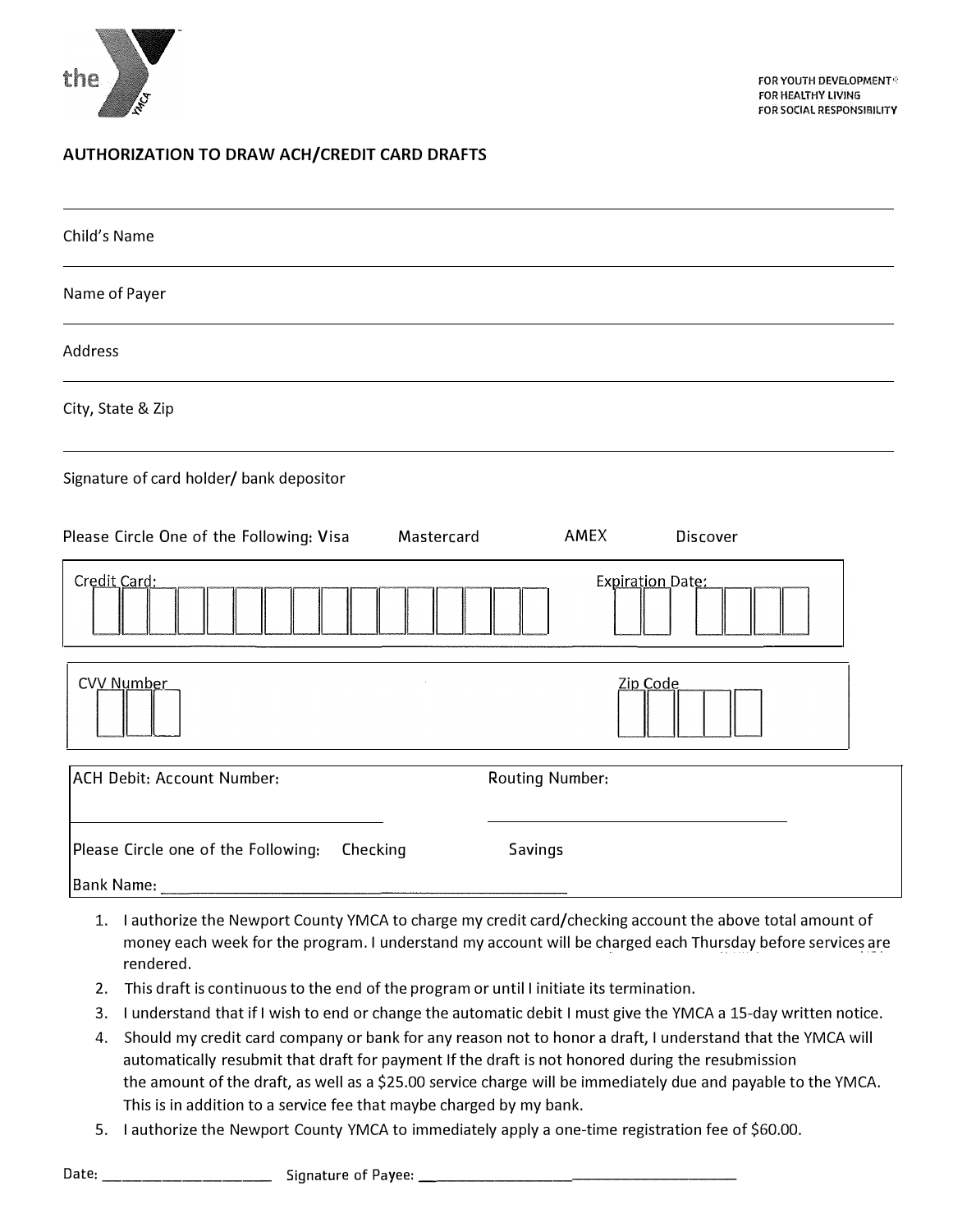the YMCA

FOR YOUTH DEVELOPMENT®
FOR HEALTHY LIVING
FOR SOCIAL RESPONSIBILITY

## AUTHORIZATION TO DRAW ACH/CREDIT CARD DRAFTS

Child's Name

Name of Payer

Address

City, State & Zip

Signature of card holder/ bank depositor

Please Circle One of the Following: Visa Mastercard AMEX Discover

Credit Card: Expiration Date:

CVV Number Zip Code

ACH Debit: Account Number: Routing Number:

Please Circle one of the Following: Checking Savings

Bank Name: ______________________________

1. I authorize the Newport County YMCA to charge my credit card/checking account the above total amount of money each week for the program. I understand my account will be charged each Thursday before services are rendered.
2. This draft is continuous to the end of the program or until I initiate its termination.
3. I understand that if I wish to end or change the automatic debit I must give the YMCA a 15-day written notice.
4. Should my credit card company or bank for any reason not to honor a draft, I understand that the YMCA will automatically resubmit that draft for payment If the draft is not honored during the resubmission the amount of the draft, as well as a $25.00 service charge will be immediately due and payable to the YMCA. This is in addition to a service fee that maybe charged by my bank.
5. I authorize the Newport County YMCA to immediately apply a one-time registration fee of $60.00.

Date: ____________________ Signature of Payee: ______________________________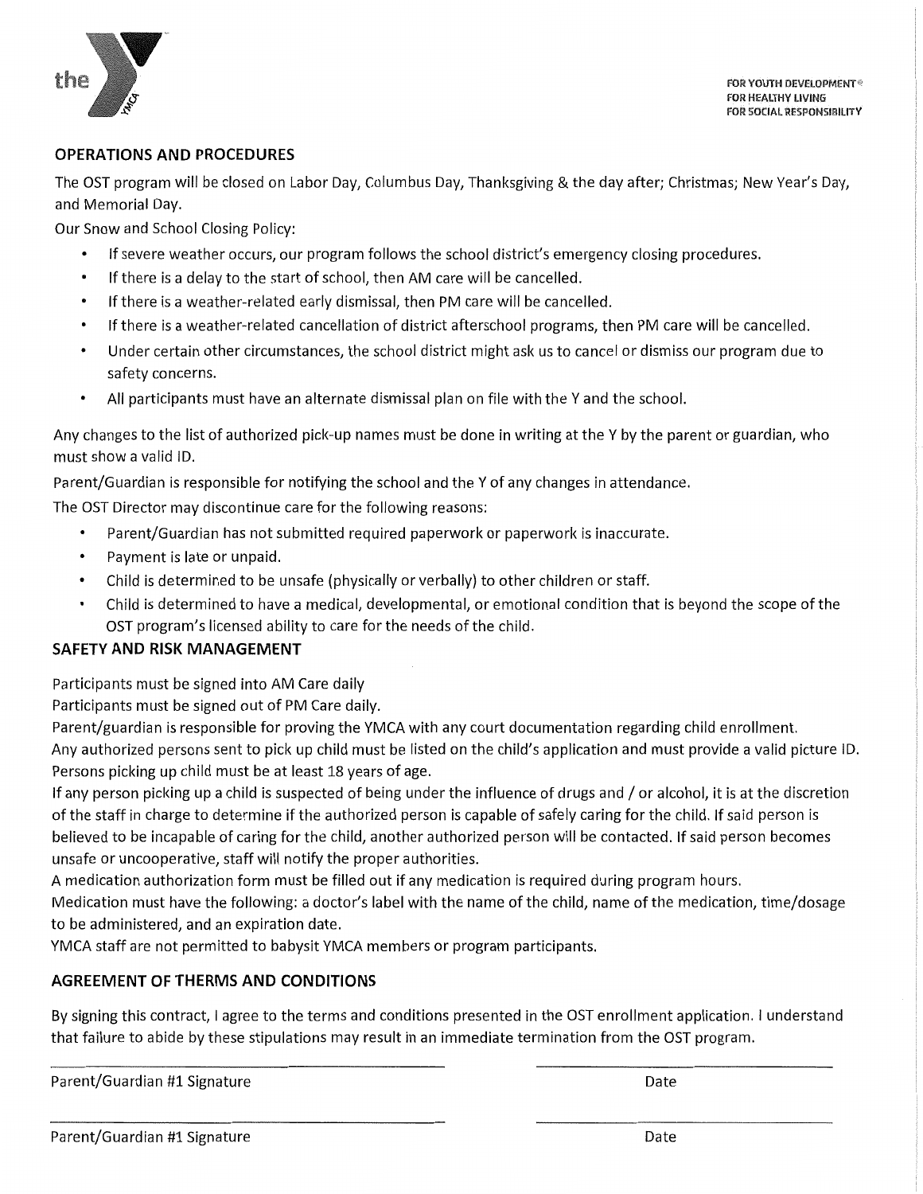FOR YOUTH DEVELOPMENT®
FOR HEALTHY LIVING
FOR SOCIAL RESPONSIBILITY

## OPERATIONS AND PROCEDURES

The OST program will be closed on Labor Day, Columbus Day, Thanksgiving & the day after; Christmas; New Year's Day, and Memorial Day.

Our Snow and School Closing Policy:

- If severe weather occurs, our program follows the school district's emergency closing procedures.
- If there is a delay to the start of school, then AM care will be cancelled.
- If there is a weather-related early dismissal, then PM care will be cancelled.
- If there is a weather-related cancellation of district afterschool programs, then PM care will be cancelled.
- Under certain other circumstances, the school district might ask us to cancel or dismiss our program due to safety concerns.
- All participants must have an alternate dismissal plan on file with the Y and the school.

Any changes to the list of authorized pick-up names must be done in writing at the Y by the parent or guardian, who must show a valid ID.

Parent/Guardian is responsible for notifying the school and the Y of any changes in attendance.

The OST Director may discontinue care for the following reasons:

- Parent/Guardian has not submitted required paperwork or paperwork is inaccurate.
- Payment is late or unpaid.
- Child is determined to be unsafe (physically or verbally) to other children or staff.
- Child is determined to have a medical, developmental, or emotional condition that is beyond the scope of the OST program's licensed ability to care for the needs of the child.

## SAFETY AND RISK MANAGEMENT

Participants must be signed into AM Care daily

Participants must be signed out of PM Care daily.

Parent/guardian is responsible for proving the YMCA with any court documentation regarding child enrollment.

Any authorized persons sent to pick up child must be listed on the child's application and must provide a valid picture ID.

Persons picking up child must be at least 18 years of age.

If any person picking up a child is suspected of being under the influence of drugs and / or alcohol, it is at the discretion of the staff in charge to determine if the authorized person is capable of safely caring for the child. If said person is believed to be incapable of caring for the child, another authorized person will be contacted. If said person becomes unsafe or uncooperative, staff will notify the proper authorities.

A medication authorization form must be filled out if any medication is required during program hours.

Medication must have the following: a doctor's label with the name of the child, name of the medication, time/dosage to be administered, and an expiration date.

YMCA staff are not permitted to babysit YMCA members or program participants.

## AGREEMENT OF THERMS AND CONDITIONS

By signing this contract, I agree to the terms and conditions presented in the OST enrollment application. I understand that failure to abide by these stipulations may result in an immediate termination from the OST program.

\_\_\_\_\_\_\_\_\_\_\_\_\_\_\_\_\_\_\_\_\_\_\_\_\_\_\_\_\_\_\_\_\_\_\_\_ \_\_\_\_\_\_\_\_\_\_\_\_\_\_\_\_\_\_\_\_\_\_\_\_

Parent/Guardian #1 Signature Date

\_\_\_\_\_\_\_\_\_\_\_\_\_\_\_\_\_\_\_\_\_\_\_\_\_\_\_\_\_\_\_\_\_\_\_\_ \_\_\_\_\_\_\_\_\_\_\_\_\_\_\_\_\_\_\_\_\_\_\_\_

Parent/Guardian #1 Signature Date